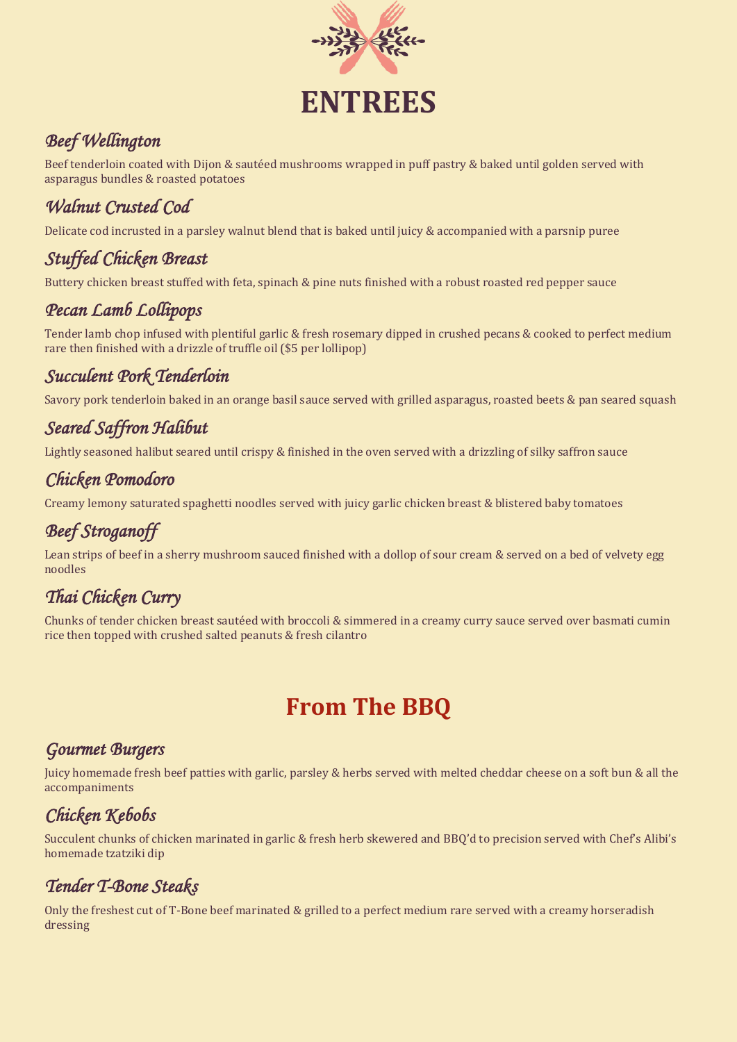# ENTREES

### *Beef Wellington*

Beef tenderloin coated with Dijon & sautéed mushrooms wrapped in puff pastry & baked until golden served with asparagus bundles & roasted potatoes

### *Walnut Crusted Cod*

Delicate cod incrusted in a parsley walnut blend that is baked until juicy & accompanied with a parsnip puree

### *Stuffed Chicken Breast*

Buttery chicken breast stuffed with feta, spinach & pine nuts finished with a robust roasted red pepper sauce

### *Pecan Lamb Lollipops*

Tender lamb chop infused with plentiful garlic & fresh rosemary dipped in crushed pecans & cooked to perfect medium rare then finished with a drizzle of truffle oil ($5 per lollipop)

### *Succulent Pork Tenderloin*

Savory pork tenderloin baked in an orange basil sauce served with grilled asparagus, roasted beets & pan seared squash

### *Seared Saffron Halibut*

Lightly seasoned halibut seared until crispy & finished in the oven served with a drizzling of silky saffron sauce

### *Chicken Pomodoro*

Creamy lemony saturated spaghetti noodles served with juicy garlic chicken breast & blistered baby tomatoes

### *Beef Stroganoff*

Lean strips of beef in a sherry mushroom sauced finished with a dollop of sour cream & served on a bed of velvety egg noodles

### *Thai Chicken Curry*

Chunks of tender chicken breast sautéed with broccoli & simmered in a creamy curry sauce served over basmati cumin rice then topped with crushed salted peanuts & fresh cilantro

# From The BBQ

### *Gourmet Burgers*

Juicy homemade fresh beef patties with garlic, parsley & herbs served with melted cheddar cheese on a soft bun & all the accompaniments

### *Chicken Kebobs*

Succulent chunks of chicken marinated in garlic & fresh herb skewered and BBQ'd to precision served with Chef's Alibi's homemade tzatziki dip

### *Tender T-Bone Steaks*

Only the freshest cut of T-Bone beef marinated & grilled to a perfect medium rare served with a creamy horseradish dressing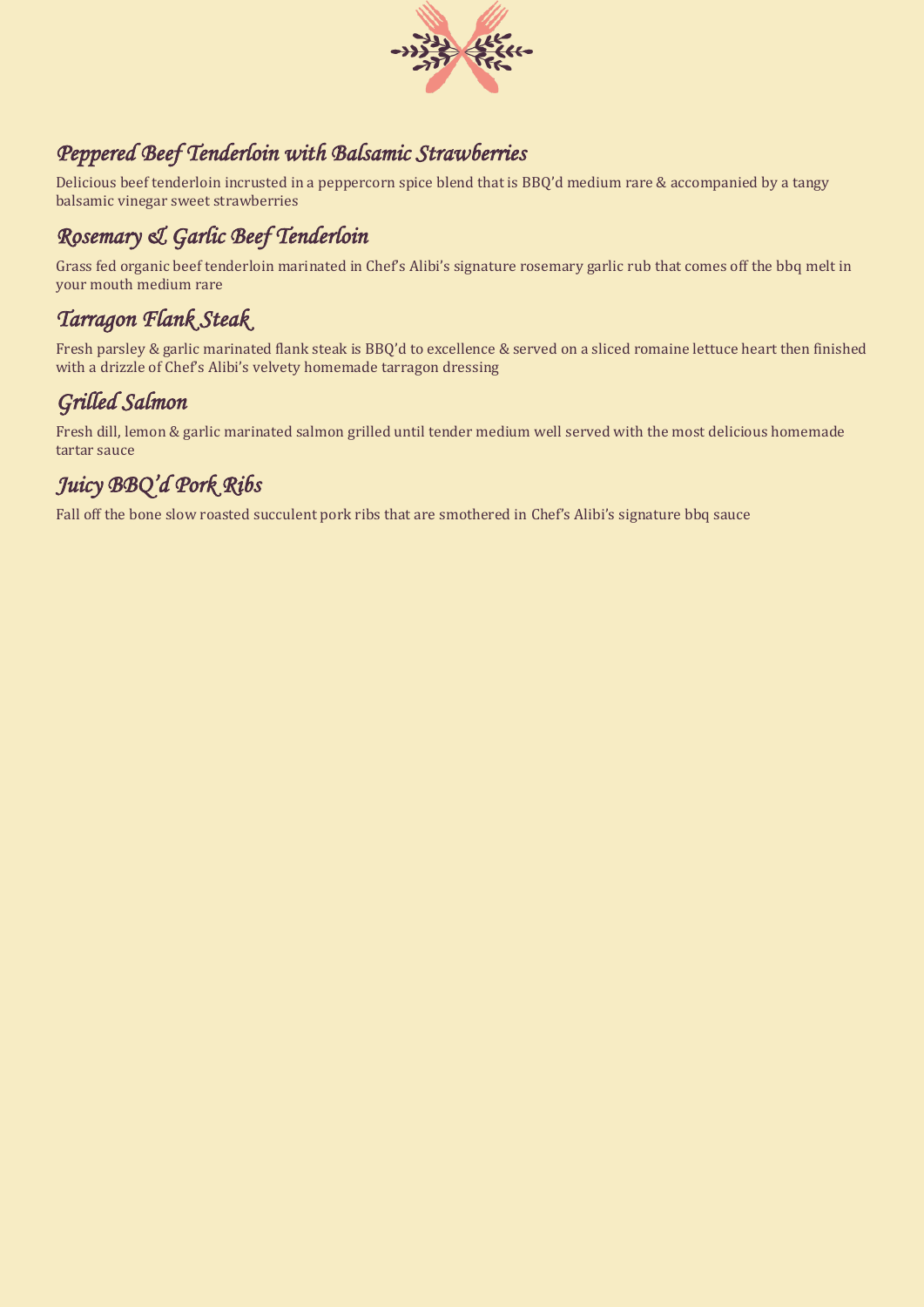## *Peppered Beef Tenderloin with Balsamic Strawberries*

Delicious beef tenderloin incrusted in a peppercorn spice blend that is BBQ'd medium rare & accompanied by a tangy balsamic vinegar sweet strawberries

## *Rosemary & Garlic Beef Tenderloin*

Grass fed organic beef tenderloin marinated in Chef's Alibi's signature rosemary garlic rub that comes off the bbq melt in your mouth medium rare

## *Tarragon Flank Steak*

Fresh parsley & garlic marinated flank steak is BBQ'd to excellence & served on a sliced romaine lettuce heart then finished with a drizzle of Chef's Alibi's velvety homemade tarragon dressing

## *Grilled Salmon*

Fresh dill, lemon & garlic marinated salmon grilled until tender medium well served with the most delicious homemade tartar sauce

## *Juicy BBQ'd Pork Ribs*

Fall off the bone slow roasted succulent pork ribs that are smothered in Chef's Alibi's signature bbq sauce